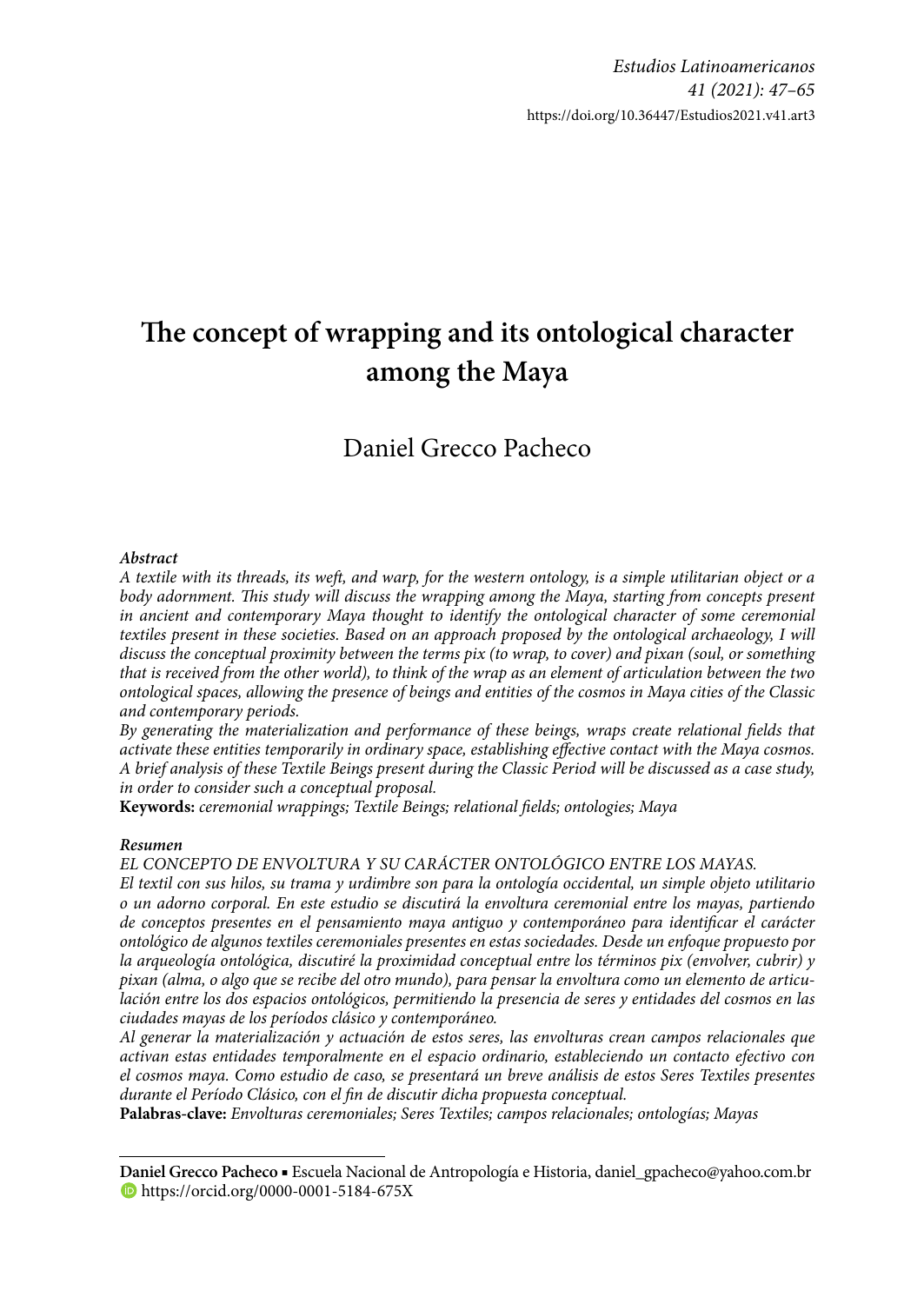*Estudios Latinoamericanos*
*41 (2021): 47–65*
https://doi.org/10.36447/Estudios2021.v41.art3

# The concept of wrapping and its ontological character among the Maya

Daniel Grecco Pacheco

***Abstract***

*A textile with its threads, its weft, and warp, for the western ontology, is a simple utilitarian object or a body adornment. This study will discuss the wrapping among the Maya, starting from concepts present in ancient and contemporary Maya thought to identify the ontological character of some ceremonial textiles present in these societies. Based on an approach proposed by the ontological archaeology, I will discuss the conceptual proximity between the terms pix (to wrap, to cover) and pixan (soul, or something that is received from the other world), to think of the wrap as an element of articulation between the two ontological spaces, allowing the presence of beings and entities of the cosmos in Maya cities of the Classic and contemporary periods.*

*By generating the materialization and performance of these beings, wraps create relational fields that activate these entities temporarily in ordinary space, establishing effective contact with the Maya cosmos. A brief analysis of these Textile Beings present during the Classic Period will be discussed as a case study, in order to consider such a conceptual proposal.*

**Keywords:** *ceremonial wrappings; Textile Beings; relational fields; ontologies; Maya*

***Resumen***

*EL CONCEPTO DE ENVOLTURA Y SU CARÁCTER ONTOLÓGICO ENTRE LOS MAYAS.*

*El textil con sus hilos, su trama y urdimbre son para la ontología occidental, un simple objeto utilitario o un adorno corporal. En este estudio se discutirá la envoltura ceremonial entre los mayas, partiendo de conceptos presentes en el pensamiento maya antiguo y contemporáneo para identificar el carácter ontológico de algunos textiles ceremoniales presentes en estas sociedades. Desde un enfoque propuesto por la arqueología ontológica, discutiré la proximidad conceptual entre los términos pix (envolver, cubrir) y pixan (alma, o algo que se recibe del otro mundo), para pensar la envoltura como un elemento de articulación entre los dos espacios ontológicos, permitiendo la presencia de seres y entidades del cosmos en las ciudades mayas de los períodos clásico y contemporáneo.*

*Al generar la materialización y actuación de estos seres, las envolturas crean campos relacionales que activan estas entidades temporalmente en el espacio ordinario, estableciendo un contacto efectivo con el cosmos maya. Como estudio de caso, se presentará un breve análisis de estos Seres Textiles presentes durante el Período Clásico, con el fin de discutir dicha propuesta conceptual.*

**Palabras-clave:** *Envolturas ceremoniales; Seres Textiles; campos relacionales; ontologías; Mayas*

---

**Daniel Grecco Pacheco** ▪ Escuela Nacional de Antropología e Historia, daniel_gpacheco@yahoo.com.br
https://orcid.org/0000-0001-5184-675X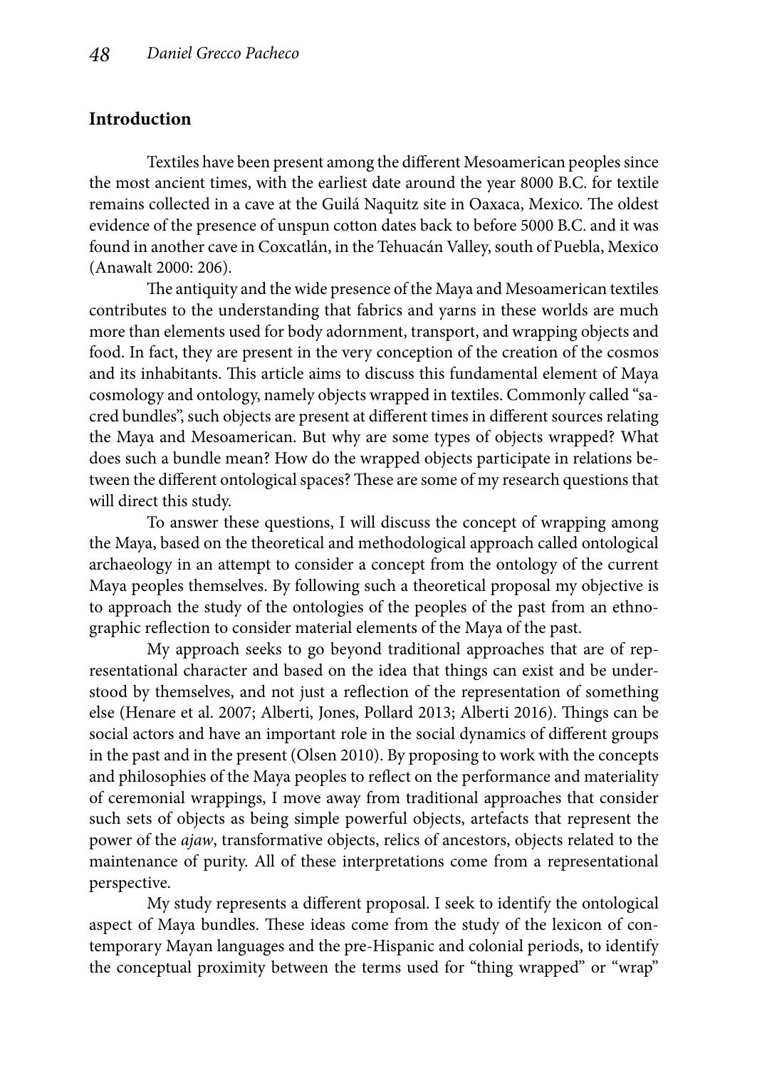## Introduction

Textiles have been present among the different Mesoamerican peoples since the most ancient times, with the earliest date around the year 8000 B.C. for textile remains collected in a cave at the Guilá Naquitz site in Oaxaca, Mexico. The oldest evidence of the presence of unspun cotton dates back to before 5000 B.C. and it was found in another cave in Coxcatlán, in the Tehuacán Valley, south of Puebla, Mexico (Anawalt 2000: 206).

The antiquity and the wide presence of the Maya and Mesoamerican textiles contributes to the understanding that fabrics and yarns in these worlds are much more than elements used for body adornment, transport, and wrapping objects and food. In fact, they are present in the very conception of the creation of the cosmos and its inhabitants. This article aims to discuss this fundamental element of Maya cosmology and ontology, namely objects wrapped in textiles. Commonly called "sacred bundles", such objects are present at different times in different sources relating the Maya and Mesoamerican. But why are some types of objects wrapped? What does such a bundle mean? How do the wrapped objects participate in relations between the different ontological spaces? These are some of my research questions that will direct this study.

To answer these questions, I will discuss the concept of wrapping among the Maya, based on the theoretical and methodological approach called ontological archaeology in an attempt to consider a concept from the ontology of the current Maya peoples themselves. By following such a theoretical proposal my objective is to approach the study of the ontologies of the peoples of the past from an ethnographic reflection to consider material elements of the Maya of the past.

My approach seeks to go beyond traditional approaches that are of representational character and based on the idea that things can exist and be understood by themselves, and not just a reflection of the representation of something else (Henare et al. 2007; Alberti, Jones, Pollard 2013; Alberti 2016). Things can be social actors and have an important role in the social dynamics of different groups in the past and in the present (Olsen 2010). By proposing to work with the concepts and philosophies of the Maya peoples to reflect on the performance and materiality of ceremonial wrappings, I move away from traditional approaches that consider such sets of objects as being simple powerful objects, artefacts that represent the power of the *ajaw*, transformative objects, relics of ancestors, objects related to the maintenance of purity. All of these interpretations come from a representational perspective.

My study represents a different proposal. I seek to identify the ontological aspect of Maya bundles. These ideas come from the study of the lexicon of contemporary Mayan languages and the pre-Hispanic and colonial periods, to identify the conceptual proximity between the terms used for "thing wrapped" or "wrap"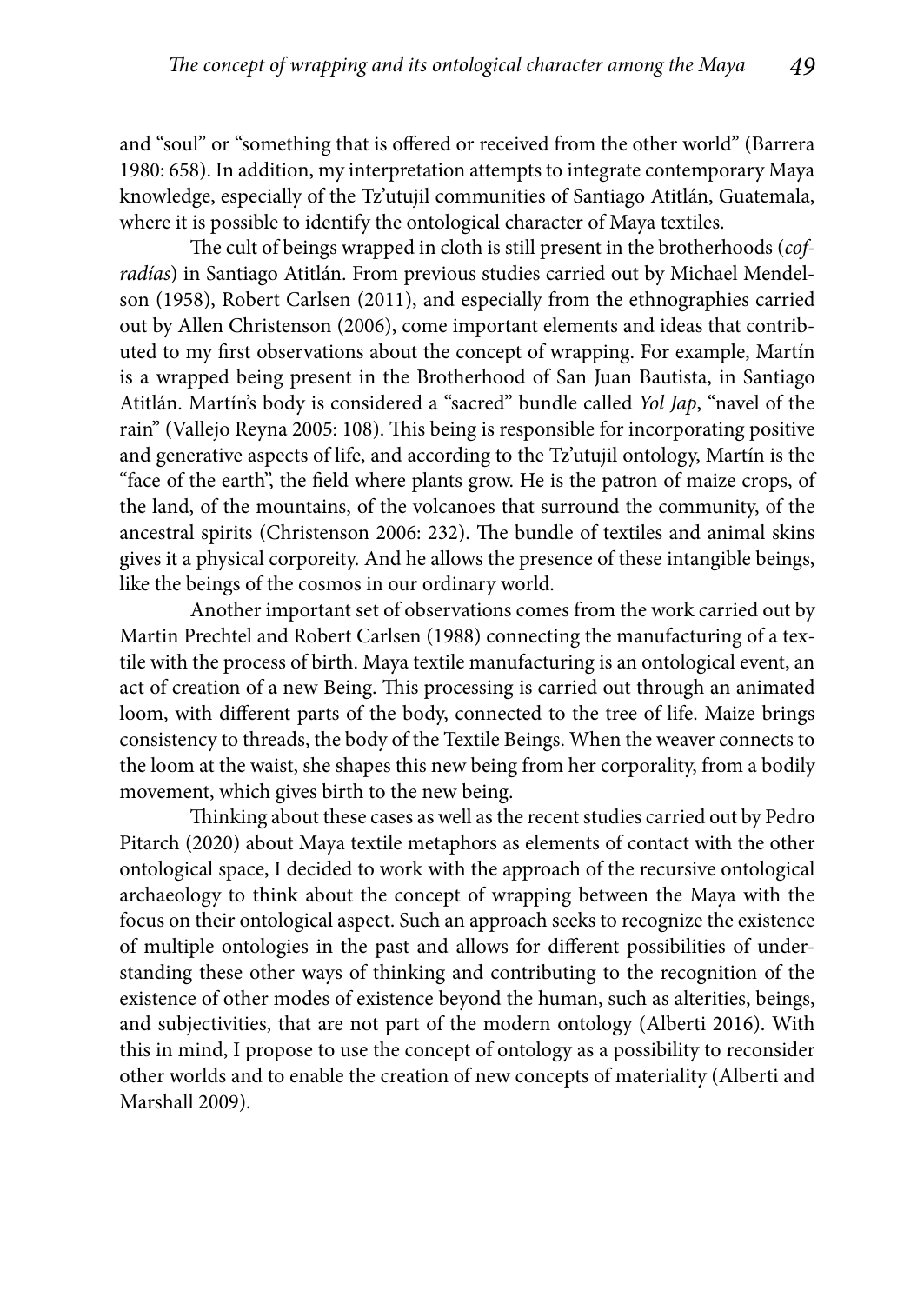and "soul" or "something that is offered or received from the other world" (Barrera 1980: 658). In addition, my interpretation attempts to integrate contemporary Maya knowledge, especially of the Tz'utujil communities of Santiago Atitlán, Guatemala, where it is possible to identify the ontological character of Maya textiles.

The cult of beings wrapped in cloth is still present in the brotherhoods (*cofradías*) in Santiago Atitlán. From previous studies carried out by Michael Mendelson (1958), Robert Carlsen (2011), and especially from the ethnographies carried out by Allen Christenson (2006), come important elements and ideas that contributed to my first observations about the concept of wrapping. For example, Martín is a wrapped being present in the Brotherhood of San Juan Bautista, in Santiago Atitlán. Martín's body is considered a "sacred" bundle called *Yol Jap*, "navel of the rain" (Vallejo Reyna 2005: 108). This being is responsible for incorporating positive and generative aspects of life, and according to the Tz'utujil ontology, Martín is the "face of the earth", the field where plants grow. He is the patron of maize crops, of the land, of the mountains, of the volcanoes that surround the community, of the ancestral spirits (Christenson 2006: 232). The bundle of textiles and animal skins gives it a physical corporeity. And he allows the presence of these intangible beings, like the beings of the cosmos in our ordinary world.

Another important set of observations comes from the work carried out by Martin Prechtel and Robert Carlsen (1988) connecting the manufacturing of a textile with the process of birth. Maya textile manufacturing is an ontological event, an act of creation of a new Being. This processing is carried out through an animated loom, with different parts of the body, connected to the tree of life. Maize brings consistency to threads, the body of the Textile Beings. When the weaver connects to the loom at the waist, she shapes this new being from her corporality, from a bodily movement, which gives birth to the new being.

Thinking about these cases as well as the recent studies carried out by Pedro Pitarch (2020) about Maya textile metaphors as elements of contact with the other ontological space, I decided to work with the approach of the recursive ontological archaeology to think about the concept of wrapping between the Maya with the focus on their ontological aspect. Such an approach seeks to recognize the existence of multiple ontologies in the past and allows for different possibilities of understanding these other ways of thinking and contributing to the recognition of the existence of other modes of existence beyond the human, such as alterities, beings, and subjectivities, that are not part of the modern ontology (Alberti 2016). With this in mind, I propose to use the concept of ontology as a possibility to reconsider other worlds and to enable the creation of new concepts of materiality (Alberti and Marshall 2009).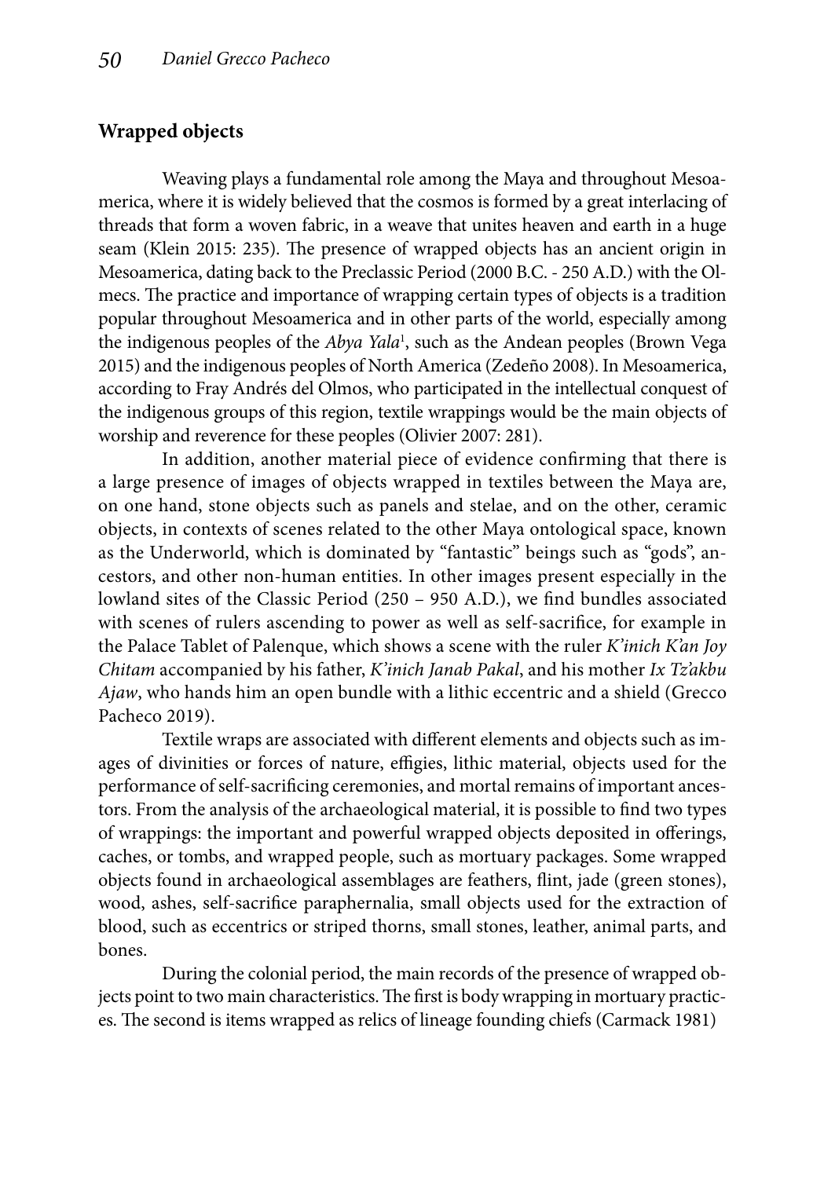## Wrapped objects

Weaving plays a fundamental role among the Maya and throughout Mesoamerica, where it is widely believed that the cosmos is formed by a great interlacing of threads that form a woven fabric, in a weave that unites heaven and earth in a huge seam (Klein 2015: 235). The presence of wrapped objects has an ancient origin in Mesoamerica, dating back to the Preclassic Period (2000 B.C. - 250 A.D.) with the Olmecs. The practice and importance of wrapping certain types of objects is a tradition popular throughout Mesoamerica and in other parts of the world, especially among the indigenous peoples of the *Abya Yala*[1], such as the Andean peoples (Brown Vega 2015) and the indigenous peoples of North America (Zedeño 2008). In Mesoamerica, according to Fray Andrés del Olmos, who participated in the intellectual conquest of the indigenous groups of this region, textile wrappings would be the main objects of worship and reverence for these peoples (Olivier 2007: 281).

In addition, another material piece of evidence confirming that there is a large presence of images of objects wrapped in textiles between the Maya are, on one hand, stone objects such as panels and stelae, and on the other, ceramic objects, in contexts of scenes related to the other Maya ontological space, known as the Underworld, which is dominated by "fantastic" beings such as "gods", ancestors, and other non-human entities. In other images present especially in the lowland sites of the Classic Period (250 – 950 A.D.), we find bundles associated with scenes of rulers ascending to power as well as self-sacrifice, for example in the Palace Tablet of Palenque, which shows a scene with the ruler *K'inich K'an Joy Chitam* accompanied by his father, *K'inich Janab Pakal*, and his mother *Ix Tz'akbu Ajaw*, who hands him an open bundle with a lithic eccentric and a shield (Grecco Pacheco 2019).

Textile wraps are associated with different elements and objects such as images of divinities or forces of nature, effigies, lithic material, objects used for the performance of self-sacrificing ceremonies, and mortal remains of important ancestors. From the analysis of the archaeological material, it is possible to find two types of wrappings: the important and powerful wrapped objects deposited in offerings, caches, or tombs, and wrapped people, such as mortuary packages. Some wrapped objects found in archaeological assemblages are feathers, flint, jade (green stones), wood, ashes, self-sacrifice paraphernalia, small objects used for the extraction of blood, such as eccentrics or striped thorns, small stones, leather, animal parts, and bones.

During the colonial period, the main records of the presence of wrapped objects point to two main characteristics. The first is body wrapping in mortuary practices. The second is items wrapped as relics of lineage founding chiefs (Carmack 1981)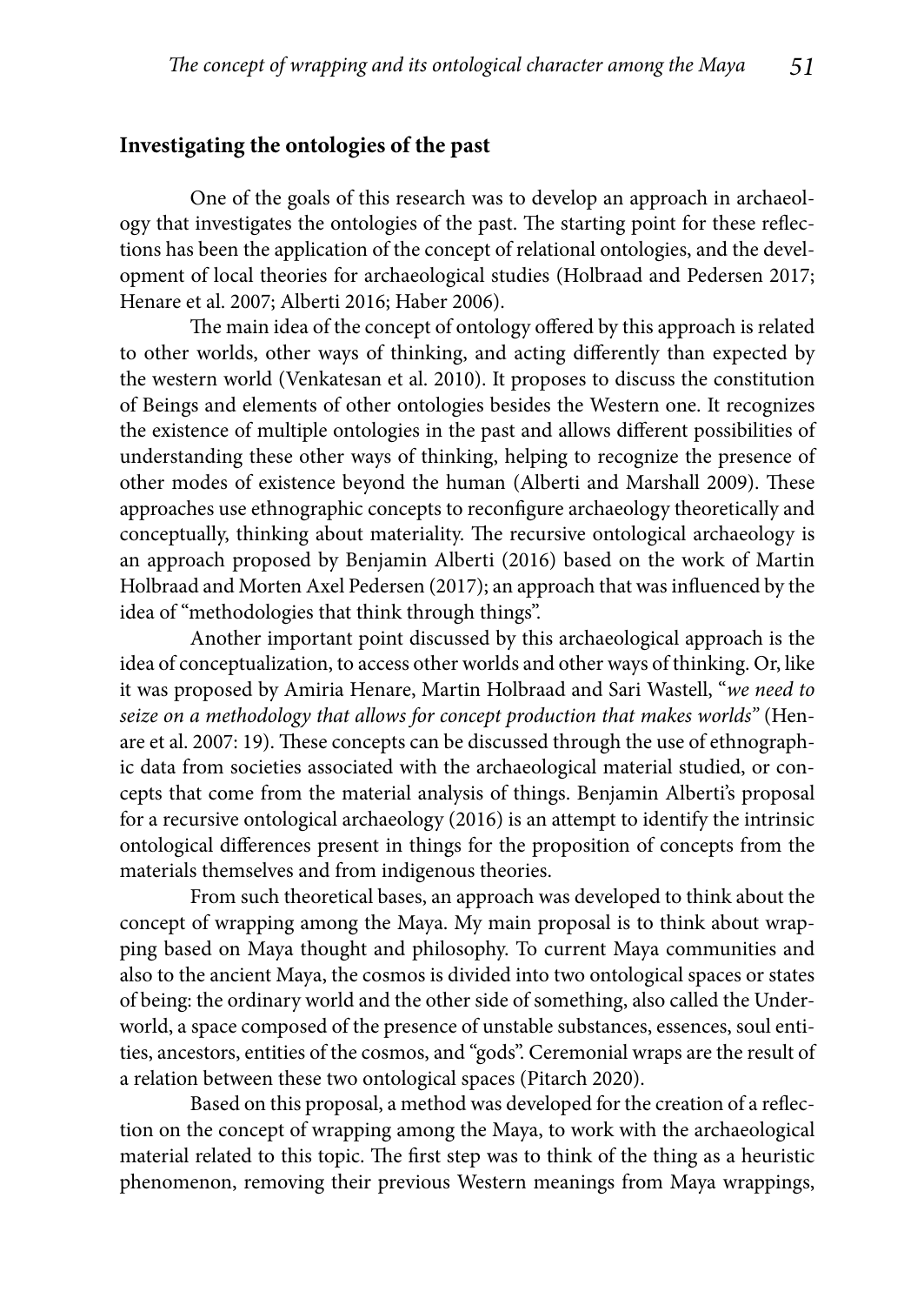## Investigating the ontologies of the past

One of the goals of this research was to develop an approach in archaeology that investigates the ontologies of the past. The starting point for these reflections has been the application of the concept of relational ontologies, and the development of local theories for archaeological studies (Holbraad and Pedersen 2017; Henare et al. 2007; Alberti 2016; Haber 2006).

The main idea of the concept of ontology offered by this approach is related to other worlds, other ways of thinking, and acting differently than expected by the western world (Venkatesan et al. 2010). It proposes to discuss the constitution of Beings and elements of other ontologies besides the Western one. It recognizes the existence of multiple ontologies in the past and allows different possibilities of understanding these other ways of thinking, helping to recognize the presence of other modes of existence beyond the human (Alberti and Marshall 2009). These approaches use ethnographic concepts to reconfigure archaeology theoretically and conceptually, thinking about materiality. The recursive ontological archaeology is an approach proposed by Benjamin Alberti (2016) based on the work of Martin Holbraad and Morten Axel Pedersen (2017); an approach that was influenced by the idea of "methodologies that think through things".

Another important point discussed by this archaeological approach is the idea of conceptualization, to access other worlds and other ways of thinking. Or, like it was proposed by Amiria Henare, Martin Holbraad and Sari Wastell, "*we need to seize on a methodology that allows for concept production that makes worlds*" (Henare et al. 2007: 19). These concepts can be discussed through the use of ethnographic data from societies associated with the archaeological material studied, or concepts that come from the material analysis of things. Benjamin Alberti's proposal for a recursive ontological archaeology (2016) is an attempt to identify the intrinsic ontological differences present in things for the proposition of concepts from the materials themselves and from indigenous theories.

From such theoretical bases, an approach was developed to think about the concept of wrapping among the Maya. My main proposal is to think about wrapping based on Maya thought and philosophy. To current Maya communities and also to the ancient Maya, the cosmos is divided into two ontological spaces or states of being: the ordinary world and the other side of something, also called the Underworld, a space composed of the presence of unstable substances, essences, soul entities, ancestors, entities of the cosmos, and "gods". Ceremonial wraps are the result of a relation between these two ontological spaces (Pitarch 2020).

Based on this proposal, a method was developed for the creation of a reflection on the concept of wrapping among the Maya, to work with the archaeological material related to this topic. The first step was to think of the thing as a heuristic phenomenon, removing their previous Western meanings from Maya wrappings,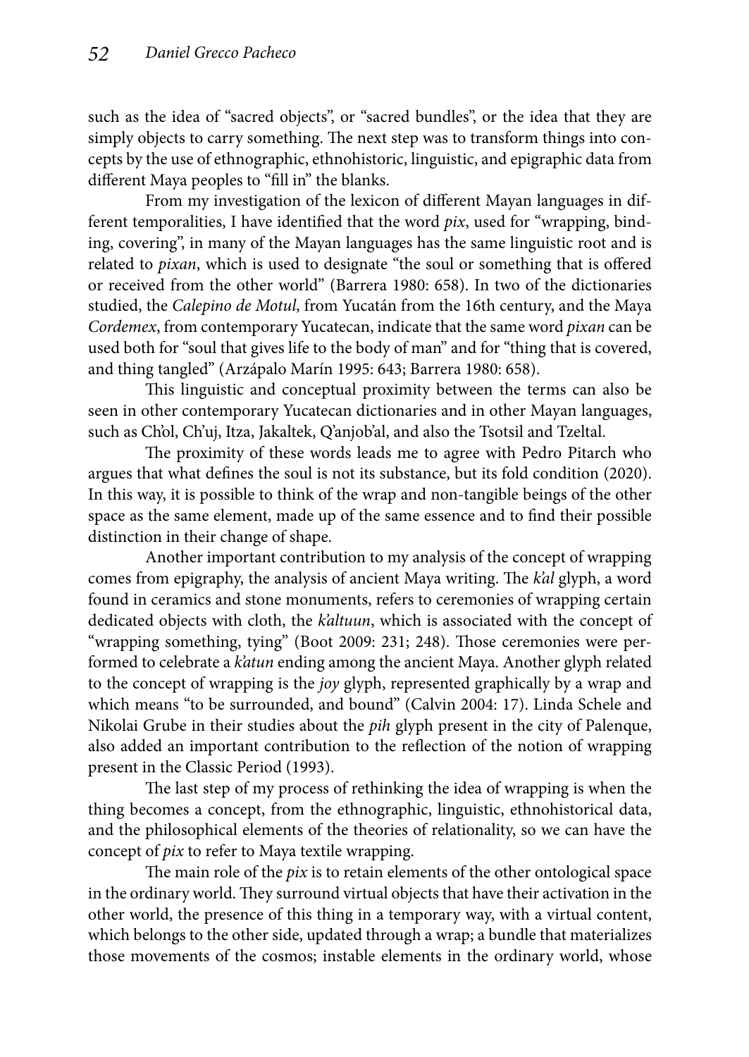such as the idea of "sacred objects", or "sacred bundles", or the idea that they are simply objects to carry something. The next step was to transform things into concepts by the use of ethnographic, ethnohistoric, linguistic, and epigraphic data from different Maya peoples to "fill in" the blanks.

From my investigation of the lexicon of different Mayan languages in different temporalities, I have identified that the word *pix*, used for "wrapping, binding, covering", in many of the Mayan languages has the same linguistic root and is related to *pixan*, which is used to designate "the soul or something that is offered or received from the other world" (Barrera 1980: 658). In two of the dictionaries studied, the *Calepino de Motul*, from Yucatán from the 16th century, and the Maya *Cordemex*, from contemporary Yucatecan, indicate that the same word *pixan* can be used both for "soul that gives life to the body of man" and for "thing that is covered, and thing tangled" (Arzápalo Marín 1995: 643; Barrera 1980: 658).

This linguistic and conceptual proximity between the terms can also be seen in other contemporary Yucatecan dictionaries and in other Mayan languages, such as Ch'ol, Ch'uj, Itza, Jakaltek, Q'anjob'al, and also the Tsotsil and Tzeltal.

The proximity of these words leads me to agree with Pedro Pitarch who argues that what defines the soul is not its substance, but its fold condition (2020). In this way, it is possible to think of the wrap and non-tangible beings of the other space as the same element, made up of the same essence and to find their possible distinction in their change of shape.

Another important contribution to my analysis of the concept of wrapping comes from epigraphy, the analysis of ancient Maya writing. The *k'al* glyph, a word found in ceramics and stone monuments, refers to ceremonies of wrapping certain dedicated objects with cloth, the *k'altuun*, which is associated with the concept of "wrapping something, tying" (Boot 2009: 231; 248). Those ceremonies were performed to celebrate a *k'atun* ending among the ancient Maya. Another glyph related to the concept of wrapping is the *joy* glyph, represented graphically by a wrap and which means "to be surrounded, and bound" (Calvin 2004: 17). Linda Schele and Nikolai Grube in their studies about the *pih* glyph present in the city of Palenque, also added an important contribution to the reflection of the notion of wrapping present in the Classic Period (1993).

The last step of my process of rethinking the idea of wrapping is when the thing becomes a concept, from the ethnographic, linguistic, ethnohistorical data, and the philosophical elements of the theories of relationality, so we can have the concept of *pix* to refer to Maya textile wrapping.

The main role of the *pix* is to retain elements of the other ontological space in the ordinary world. They surround virtual objects that have their activation in the other world, the presence of this thing in a temporary way, with a virtual content, which belongs to the other side, updated through a wrap; a bundle that materializes those movements of the cosmos; instable elements in the ordinary world, whose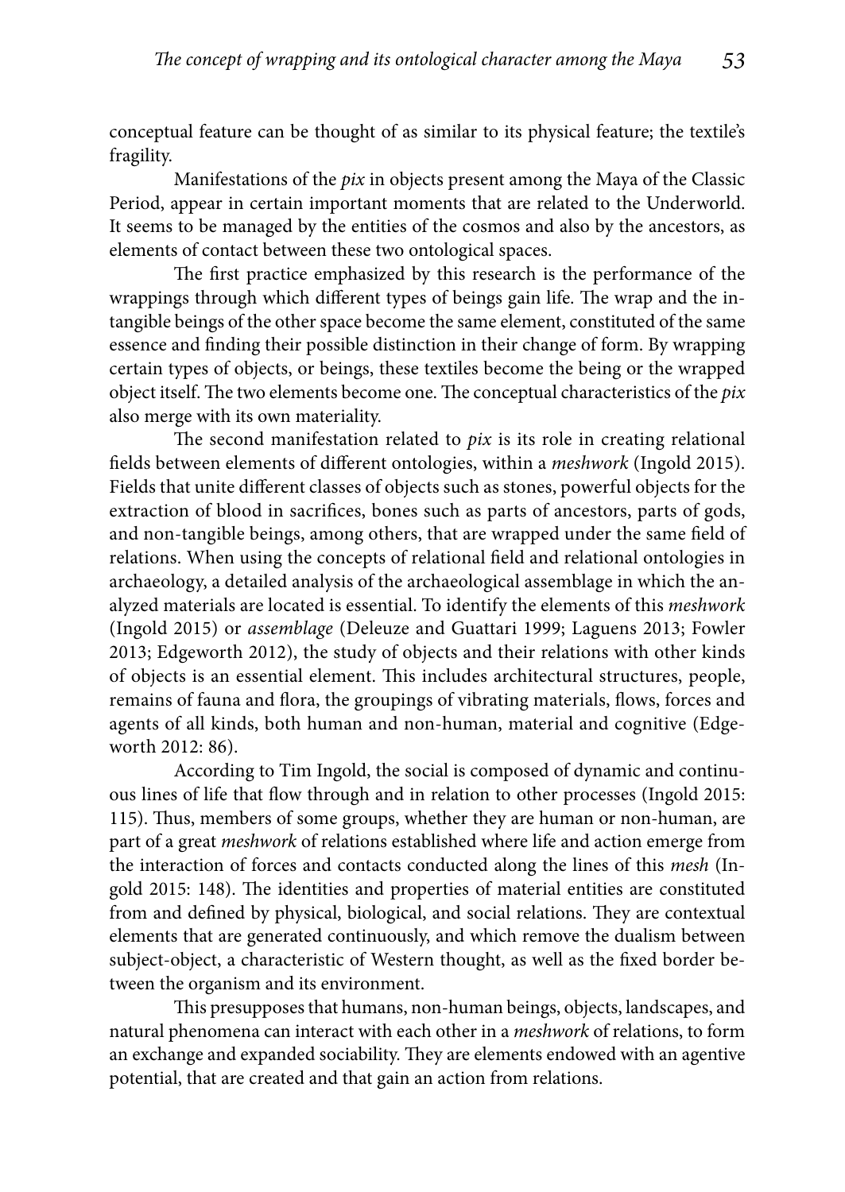conceptual feature can be thought of as similar to its physical feature; the textile's fragility.

Manifestations of the *pix* in objects present among the Maya of the Classic Period, appear in certain important moments that are related to the Underworld. It seems to be managed by the entities of the cosmos and also by the ancestors, as elements of contact between these two ontological spaces.

The first practice emphasized by this research is the performance of the wrappings through which different types of beings gain life. The wrap and the intangible beings of the other space become the same element, constituted of the same essence and finding their possible distinction in their change of form. By wrapping certain types of objects, or beings, these textiles become the being or the wrapped object itself. The two elements become one. The conceptual characteristics of the *pix* also merge with its own materiality.

The second manifestation related to *pix* is its role in creating relational fields between elements of different ontologies, within a *meshwork* (Ingold 2015). Fields that unite different classes of objects such as stones, powerful objects for the extraction of blood in sacrifices, bones such as parts of ancestors, parts of gods, and non-tangible beings, among others, that are wrapped under the same field of relations. When using the concepts of relational field and relational ontologies in archaeology, a detailed analysis of the archaeological assemblage in which the analyzed materials are located is essential. To identify the elements of this *meshwork* (Ingold 2015) or *assemblage* (Deleuze and Guattari 1999; Laguens 2013; Fowler 2013; Edgeworth 2012), the study of objects and their relations with other kinds of objects is an essential element. This includes architectural structures, people, remains of fauna and flora, the groupings of vibrating materials, flows, forces and agents of all kinds, both human and non-human, material and cognitive (Edgeworth 2012: 86).

According to Tim Ingold, the social is composed of dynamic and continuous lines of life that flow through and in relation to other processes (Ingold 2015: 115). Thus, members of some groups, whether they are human or non-human, are part of a great *meshwork* of relations established where life and action emerge from the interaction of forces and contacts conducted along the lines of this *mesh* (Ingold 2015: 148). The identities and properties of material entities are constituted from and defined by physical, biological, and social relations. They are contextual elements that are generated continuously, and which remove the dualism between subject-object, a characteristic of Western thought, as well as the fixed border between the organism and its environment.

This presupposes that humans, non-human beings, objects, landscapes, and natural phenomena can interact with each other in a *meshwork* of relations, to form an exchange and expanded sociability. They are elements endowed with an agentive potential, that are created and that gain an action from relations.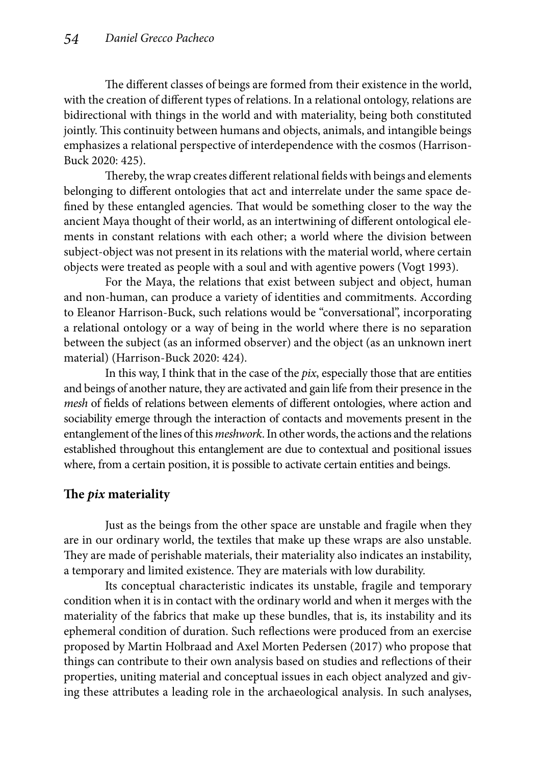The different classes of beings are formed from their existence in the world, with the creation of different types of relations. In a relational ontology, relations are bidirectional with things in the world and with materiality, being both constituted jointly. This continuity between humans and objects, animals, and intangible beings emphasizes a relational perspective of interdependence with the cosmos (Harrison-Buck 2020: 425).

Thereby, the wrap creates different relational fields with beings and elements belonging to different ontologies that act and interrelate under the same space defined by these entangled agencies. That would be something closer to the way the ancient Maya thought of their world, as an intertwining of different ontological elements in constant relations with each other; a world where the division between subject-object was not present in its relations with the material world, where certain objects were treated as people with a soul and with agentive powers (Vogt 1993).

For the Maya, the relations that exist between subject and object, human and non-human, can produce a variety of identities and commitments. According to Eleanor Harrison-Buck, such relations would be "conversational", incorporating a relational ontology or a way of being in the world where there is no separation between the subject (as an informed observer) and the object (as an unknown inert material) (Harrison-Buck 2020: 424).

In this way, I think that in the case of the *pix*, especially those that are entities and beings of another nature, they are activated and gain life from their presence in the *mesh* of fields of relations between elements of different ontologies, where action and sociability emerge through the interaction of contacts and movements present in the entanglement of the lines of this *meshwork*. In other words, the actions and the relations established throughout this entanglement are due to contextual and positional issues where, from a certain position, it is possible to activate certain entities and beings.

## The *pix* materiality

Just as the beings from the other space are unstable and fragile when they are in our ordinary world, the textiles that make up these wraps are also unstable. They are made of perishable materials, their materiality also indicates an instability, a temporary and limited existence. They are materials with low durability.

Its conceptual characteristic indicates its unstable, fragile and temporary condition when it is in contact with the ordinary world and when it merges with the materiality of the fabrics that make up these bundles, that is, its instability and its ephemeral condition of duration. Such reflections were produced from an exercise proposed by Martin Holbraad and Axel Morten Pedersen (2017) who propose that things can contribute to their own analysis based on studies and reflections of their properties, uniting material and conceptual issues in each object analyzed and giving these attributes a leading role in the archaeological analysis. In such analyses,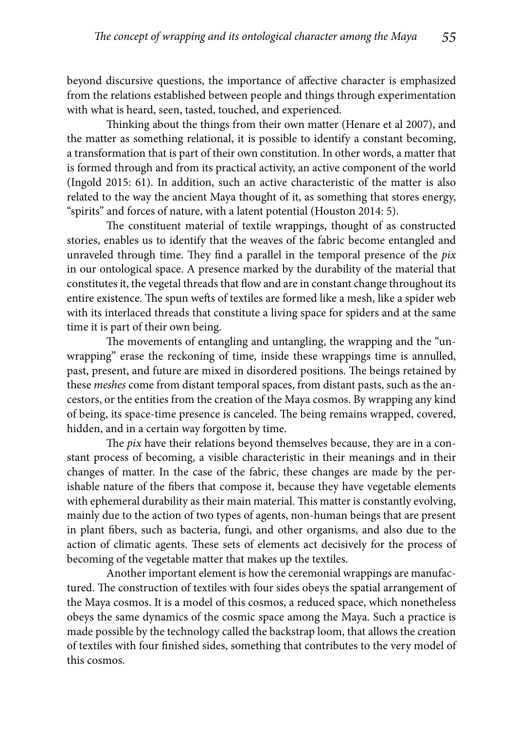beyond discursive questions, the importance of affective character is emphasized from the relations established between people and things through experimentation with what is heard, seen, tasted, touched, and experienced.

Thinking about the things from their own matter (Henare et al 2007), and the matter as something relational, it is possible to identify a constant becoming, a transformation that is part of their own constitution. In other words, a matter that is formed through and from its practical activity, an active component of the world (Ingold 2015: 61). In addition, such an active characteristic of the matter is also related to the way the ancient Maya thought of it, as something that stores energy, "spirits" and forces of nature, with a latent potential (Houston 2014: 5).

The constituent material of textile wrappings, thought of as constructed stories, enables us to identify that the weaves of the fabric become entangled and unraveled through time. They find a parallel in the temporal presence of the *pix* in our ontological space. A presence marked by the durability of the material that constitutes it, the vegetal threads that flow and are in constant change throughout its entire existence. The spun wefts of textiles are formed like a mesh, like a spider web with its interlaced threads that constitute a living space for spiders and at the same time it is part of their own being.

The movements of entangling and untangling, the wrapping and the "unwrapping" erase the reckoning of time, inside these wrappings time is annulled, past, present, and future are mixed in disordered positions. The beings retained by these *meshes* come from distant temporal spaces, from distant pasts, such as the ancestors, or the entities from the creation of the Maya cosmos. By wrapping any kind of being, its space-time presence is canceled. The being remains wrapped, covered, hidden, and in a certain way forgotten by time.

The *pix* have their relations beyond themselves because, they are in a constant process of becoming, a visible characteristic in their meanings and in their changes of matter. In the case of the fabric, these changes are made by the perishable nature of the fibers that compose it, because they have vegetable elements with ephemeral durability as their main material. This matter is constantly evolving, mainly due to the action of two types of agents, non-human beings that are present in plant fibers, such as bacteria, fungi, and other organisms, and also due to the action of climatic agents. These sets of elements act decisively for the process of becoming of the vegetable matter that makes up the textiles.

Another important element is how the ceremonial wrappings are manufactured. The construction of textiles with four sides obeys the spatial arrangement of the Maya cosmos. It is a model of this cosmos, a reduced space, which nonetheless obeys the same dynamics of the cosmic space among the Maya. Such a practice is made possible by the technology called the backstrap loom, that allows the creation of textiles with four finished sides, something that contributes to the very model of this cosmos.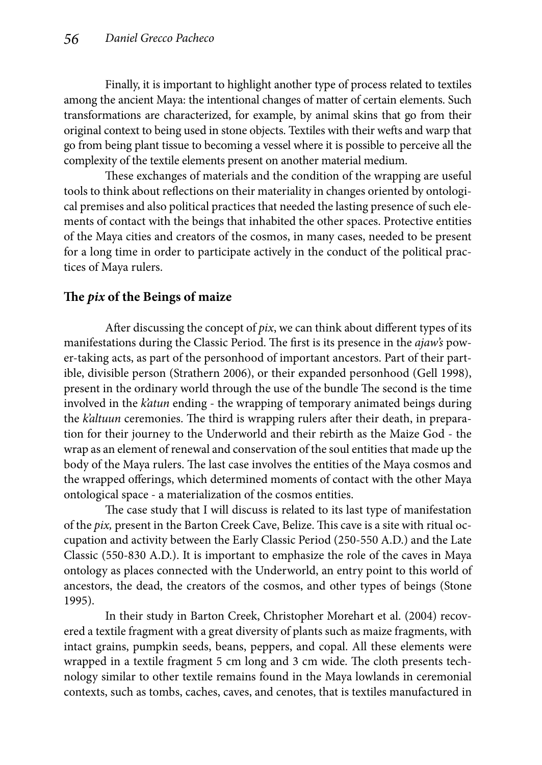Finally, it is important to highlight another type of process related to textiles among the ancient Maya: the intentional changes of matter of certain elements. Such transformations are characterized, for example, by animal skins that go from their original context to being used in stone objects. Textiles with their wefts and warp that go from being plant tissue to becoming a vessel where it is possible to perceive all the complexity of the textile elements present on another material medium.

These exchanges of materials and the condition of the wrapping are useful tools to think about reflections on their materiality in changes oriented by ontological premises and also political practices that needed the lasting presence of such elements of contact with the beings that inhabited the other spaces. Protective entities of the Maya cities and creators of the cosmos, in many cases, needed to be present for a long time in order to participate actively in the conduct of the political practices of Maya rulers.

## The *pix* of the Beings of maize

After discussing the concept of *pix*, we can think about different types of its manifestations during the Classic Period. The first is its presence in the *ajaw's* power-taking acts, as part of the personhood of important ancestors. Part of their partible, divisible person (Strathern 2006), or their expanded personhood (Gell 1998), present in the ordinary world through the use of the bundle The second is the time involved in the *k'atun* ending - the wrapping of temporary animated beings during the *k'altuun* ceremonies. The third is wrapping rulers after their death, in preparation for their journey to the Underworld and their rebirth as the Maize God - the wrap as an element of renewal and conservation of the soul entities that made up the body of the Maya rulers. The last case involves the entities of the Maya cosmos and the wrapped offerings, which determined moments of contact with the other Maya ontological space - a materialization of the cosmos entities.

The case study that I will discuss is related to its last type of manifestation of the *pix,* present in the Barton Creek Cave, Belize. This cave is a site with ritual occupation and activity between the Early Classic Period (250-550 A.D.) and the Late Classic (550-830 A.D.). It is important to emphasize the role of the caves in Maya ontology as places connected with the Underworld, an entry point to this world of ancestors, the dead, the creators of the cosmos, and other types of beings (Stone 1995).

In their study in Barton Creek, Christopher Morehart et al. (2004) recovered a textile fragment with a great diversity of plants such as maize fragments, with intact grains, pumpkin seeds, beans, peppers, and copal. All these elements were wrapped in a textile fragment 5 cm long and 3 cm wide. The cloth presents technology similar to other textile remains found in the Maya lowlands in ceremonial contexts, such as tombs, caches, caves, and cenotes, that is textiles manufactured in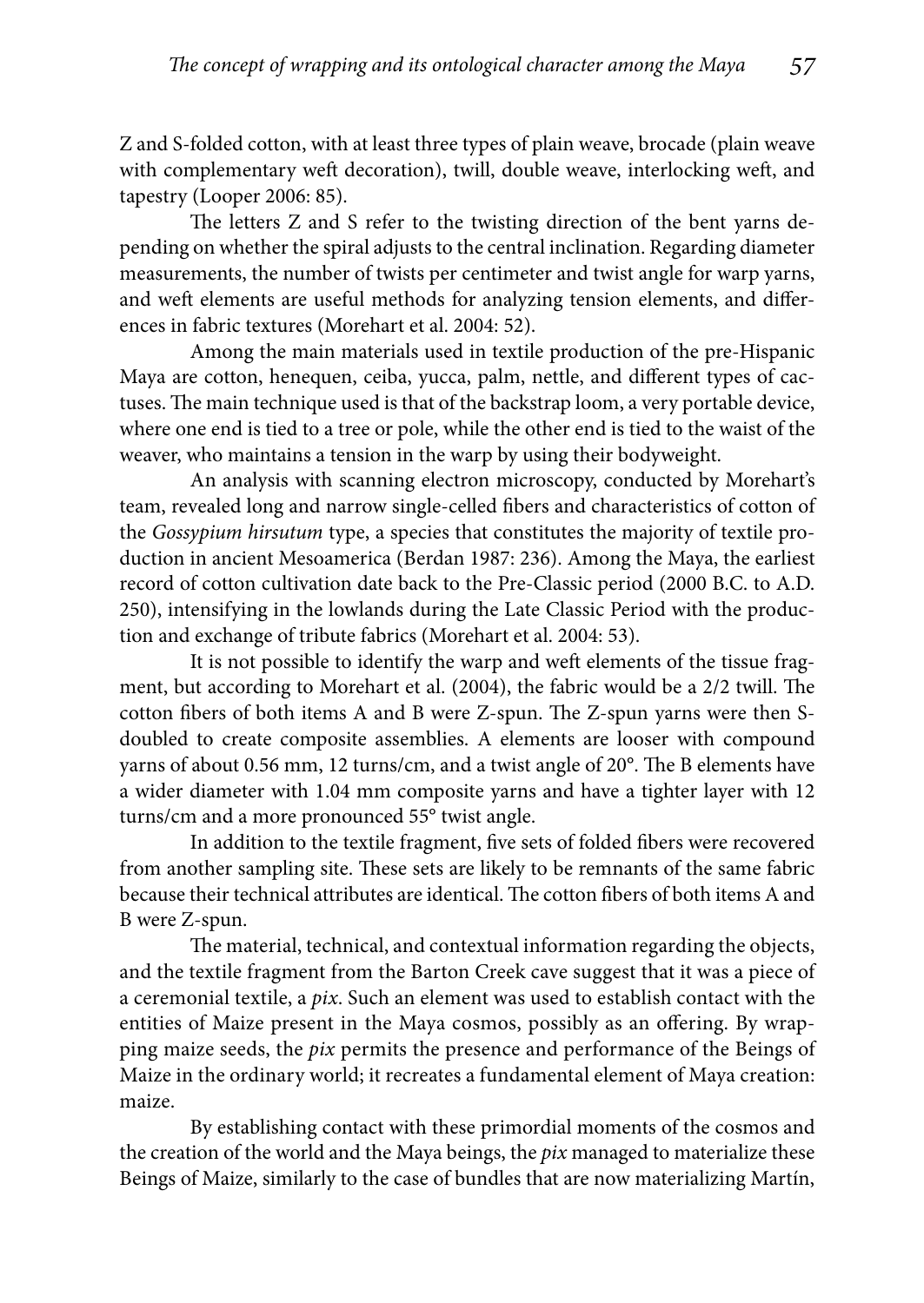Z and S-folded cotton, with at least three types of plain weave, brocade (plain weave with complementary weft decoration), twill, double weave, interlocking weft, and tapestry (Looper 2006: 85).

The letters Z and S refer to the twisting direction of the bent yarns depending on whether the spiral adjusts to the central inclination. Regarding diameter measurements, the number of twists per centimeter and twist angle for warp yarns, and weft elements are useful methods for analyzing tension elements, and differences in fabric textures (Morehart et al. 2004: 52).

Among the main materials used in textile production of the pre-Hispanic Maya are cotton, henequen, ceiba, yucca, palm, nettle, and different types of cactuses. The main technique used is that of the backstrap loom, a very portable device, where one end is tied to a tree or pole, while the other end is tied to the waist of the weaver, who maintains a tension in the warp by using their bodyweight.

An analysis with scanning electron microscopy, conducted by Morehart's team, revealed long and narrow single-celled fibers and characteristics of cotton of the *Gossypium hirsutum* type, a species that constitutes the majority of textile production in ancient Mesoamerica (Berdan 1987: 236). Among the Maya, the earliest record of cotton cultivation date back to the Pre-Classic period (2000 B.C. to A.D. 250), intensifying in the lowlands during the Late Classic Period with the production and exchange of tribute fabrics (Morehart et al. 2004: 53).

It is not possible to identify the warp and weft elements of the tissue fragment, but according to Morehart et al. (2004), the fabric would be a 2/2 twill. The cotton fibers of both items A and B were Z-spun. The Z-spun yarns were then S-doubled to create composite assemblies. A elements are looser with compound yarns of about 0.56 mm, 12 turns/cm, and a twist angle of 20°. The B elements have a wider diameter with 1.04 mm composite yarns and have a tighter layer with 12 turns/cm and a more pronounced 55° twist angle.

In addition to the textile fragment, five sets of folded fibers were recovered from another sampling site. These sets are likely to be remnants of the same fabric because their technical attributes are identical. The cotton fibers of both items A and B were Z-spun.

The material, technical, and contextual information regarding the objects, and the textile fragment from the Barton Creek cave suggest that it was a piece of a ceremonial textile, a *pix*. Such an element was used to establish contact with the entities of Maize present in the Maya cosmos, possibly as an offering. By wrapping maize seeds, the *pix* permits the presence and performance of the Beings of Maize in the ordinary world; it recreates a fundamental element of Maya creation: maize.

By establishing contact with these primordial moments of the cosmos and the creation of the world and the Maya beings, the *pix* managed to materialize these Beings of Maize, similarly to the case of bundles that are now materializing Martín,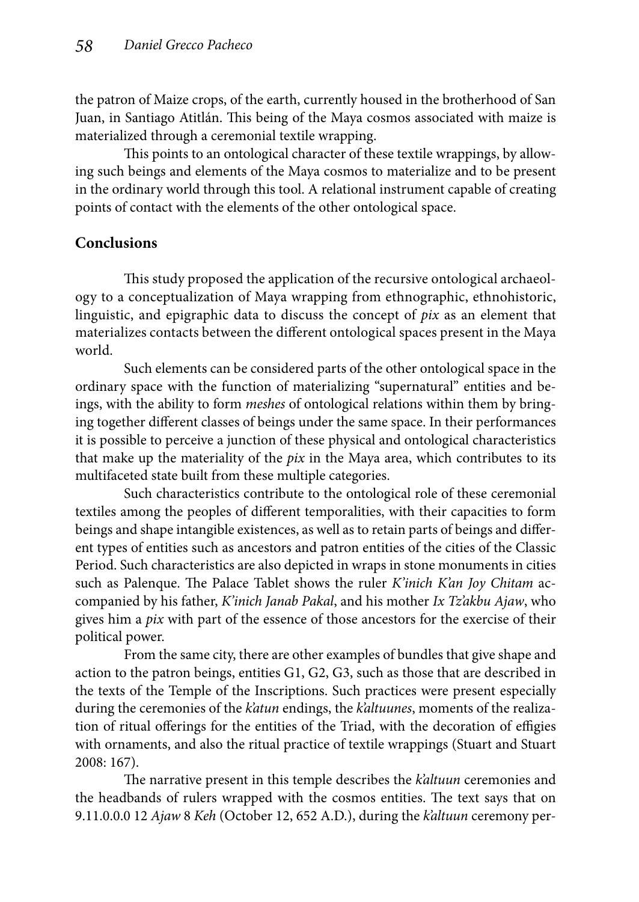the patron of Maize crops, of the earth, currently housed in the brotherhood of San Juan, in Santiago Atitlán. This being of the Maya cosmos associated with maize is materialized through a ceremonial textile wrapping.

This points to an ontological character of these textile wrappings, by allowing such beings and elements of the Maya cosmos to materialize and to be present in the ordinary world through this tool. A relational instrument capable of creating points of contact with the elements of the other ontological space.

## Conclusions

This study proposed the application of the recursive ontological archaeology to a conceptualization of Maya wrapping from ethnographic, ethnohistoric, linguistic, and epigraphic data to discuss the concept of *pix* as an element that materializes contacts between the different ontological spaces present in the Maya world.

Such elements can be considered parts of the other ontological space in the ordinary space with the function of materializing "supernatural" entities and beings, with the ability to form *meshes* of ontological relations within them by bringing together different classes of beings under the same space. In their performances it is possible to perceive a junction of these physical and ontological characteristics that make up the materiality of the *pix* in the Maya area, which contributes to its multifaceted state built from these multiple categories.

Such characteristics contribute to the ontological role of these ceremonial textiles among the peoples of different temporalities, with their capacities to form beings and shape intangible existences, as well as to retain parts of beings and different types of entities such as ancestors and patron entities of the cities of the Classic Period. Such characteristics are also depicted in wraps in stone monuments in cities such as Palenque. The Palace Tablet shows the ruler *K'inich K'an Joy Chitam* accompanied by his father, *K'inich Janab Pakal*, and his mother *Ix Tz'akbu Ajaw*, who gives him a *pix* with part of the essence of those ancestors for the exercise of their political power.

From the same city, there are other examples of bundles that give shape and action to the patron beings, entities G1, G2, G3, such as those that are described in the texts of the Temple of the Inscriptions. Such practices were present especially during the ceremonies of the *k'atun* endings, the *k'altuunes*, moments of the realization of ritual offerings for the entities of the Triad, with the decoration of effigies with ornaments, and also the ritual practice of textile wrappings (Stuart and Stuart 2008: 167).

The narrative present in this temple describes the *k'altuun* ceremonies and the headbands of rulers wrapped with the cosmos entities. The text says that on 9.11.0.0.0 12 *Ajaw* 8 *Keh* (October 12, 652 A.D.), during the *k'altuun* ceremony per-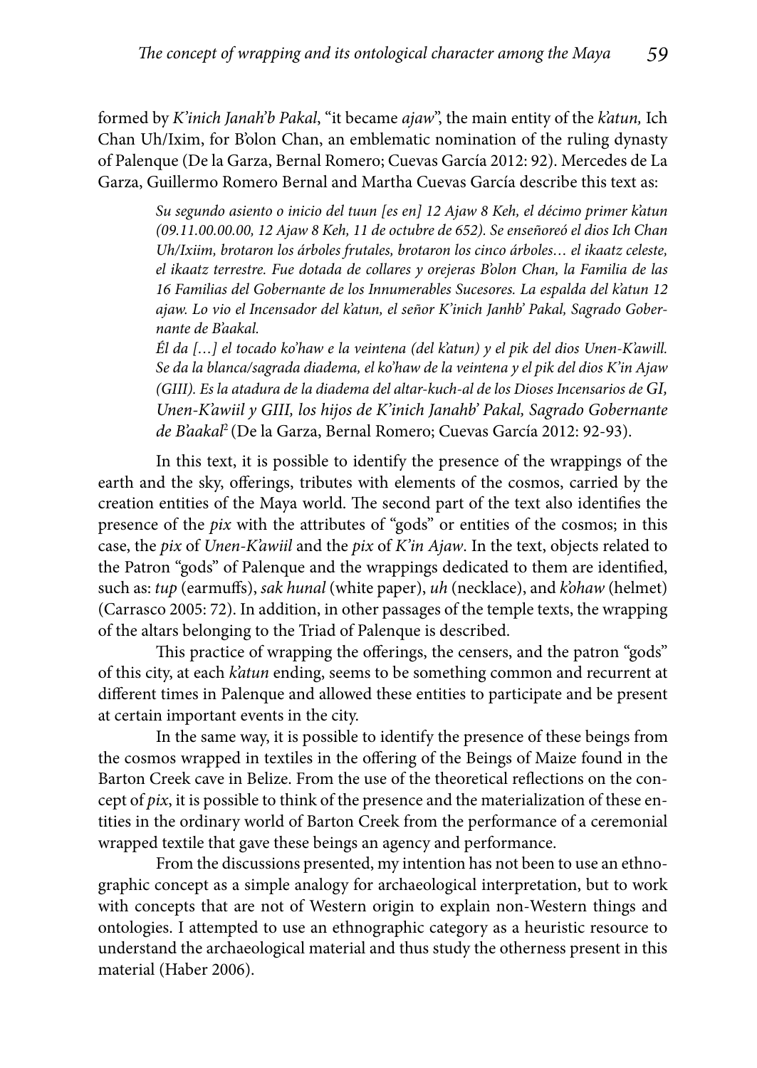formed by *K'inich Janah'b Pakal*, "it became *ajaw*", the main entity of the *k'atun,* Ich Chan Uh/Ixim, for B'olon Chan, an emblematic nomination of the ruling dynasty of Palenque (De la Garza, Bernal Romero; Cuevas García 2012: 92). Mercedes de La Garza, Guillermo Romero Bernal and Martha Cuevas García describe this text as:

> *Su segundo asiento o inicio del tuun [es en] 12 Ajaw 8 Keh, el décimo primer k'atun (09.11.00.00.00, 12 Ajaw 8 Keh, 11 de octubre de 652). Se enseñoreó el dios Ich Chan Uh/Ixiim, brotaron los árboles frutales, brotaron los cinco árboles… el ikaatz celeste, el ikaatz terrestre. Fue dotada de collares y orejeras B'olon Chan, la Familia de las 16 Familias del Gobernante de los Innumerables Sucesores. La espalda del k'atun 12 ajaw. Lo vio el Incensador del k'atun, el señor K'inich Janhb' Pakal, Sagrado Gobernante de B'aakal.*
>
> *Él da […] el tocado ko'haw e la veintena (del k'atun) y el pik del dios Unen-K'awill. Se da la blanca/sagrada diadema, el ko'haw de la veintena y el pik del dios K'in Ajaw (GIII). Es la atadura de la diadema del altar-kuch-al de los Dioses Incensarios de GI, Unen-K'awiil y GIII, los hijos de K'inich Janahb' Pakal, Sagrado Gobernante de B'aakal*[2] (De la Garza, Bernal Romero; Cuevas García 2012: 92-93).

In this text, it is possible to identify the presence of the wrappings of the earth and the sky, offerings, tributes with elements of the cosmos, carried by the creation entities of the Maya world. The second part of the text also identifies the presence of the *pix* with the attributes of "gods" or entities of the cosmos; in this case, the *pix* of *Unen-K'awiil* and the *pix* of *K'in Ajaw*. In the text, objects related to the Patron "gods" of Palenque and the wrappings dedicated to them are identified, such as: *tup* (earmuffs), *sak hunal* (white paper), *uh* (necklace), and *k'ohaw* (helmet) (Carrasco 2005: 72). In addition, in other passages of the temple texts, the wrapping of the altars belonging to the Triad of Palenque is described.

This practice of wrapping the offerings, the censers, and the patron "gods" of this city, at each *k'atun* ending, seems to be something common and recurrent at different times in Palenque and allowed these entities to participate and be present at certain important events in the city.

In the same way, it is possible to identify the presence of these beings from the cosmos wrapped in textiles in the offering of the Beings of Maize found in the Barton Creek cave in Belize. From the use of the theoretical reflections on the concept of *pix*, it is possible to think of the presence and the materialization of these entities in the ordinary world of Barton Creek from the performance of a ceremonial wrapped textile that gave these beings an agency and performance.

From the discussions presented, my intention has not been to use an ethnographic concept as a simple analogy for archaeological interpretation, but to work with concepts that are not of Western origin to explain non-Western things and ontologies. I attempted to use an ethnographic category as a heuristic resource to understand the archaeological material and thus study the otherness present in this material (Haber 2006).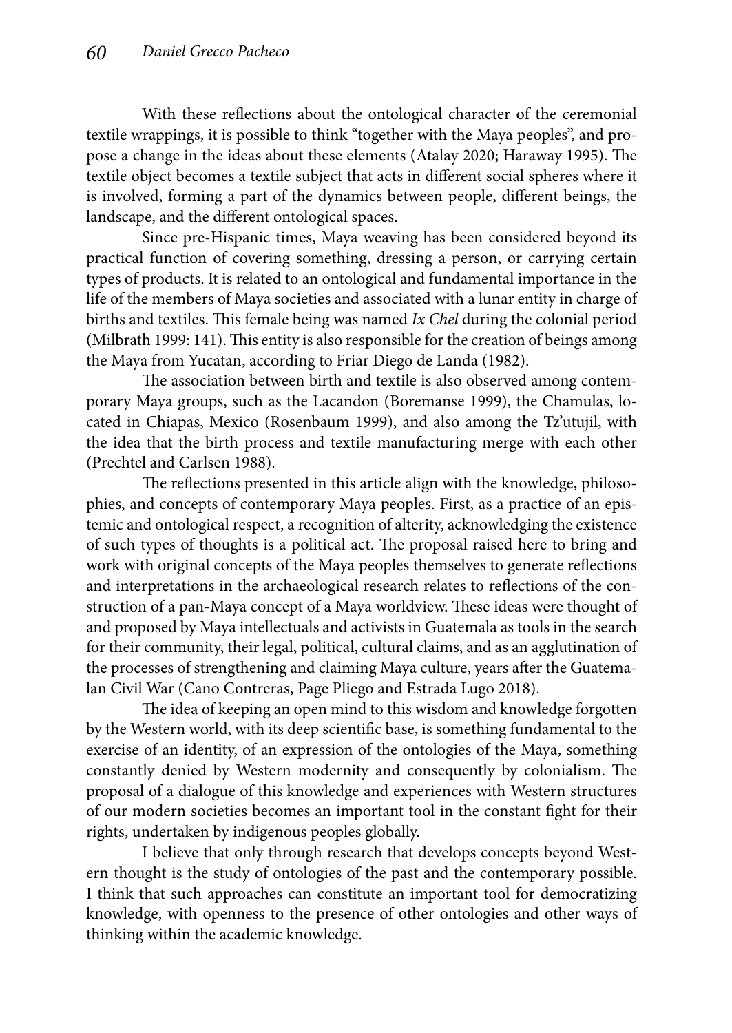With these reflections about the ontological character of the ceremonial textile wrappings, it is possible to think "together with the Maya peoples", and propose a change in the ideas about these elements (Atalay 2020; Haraway 1995). The textile object becomes a textile subject that acts in different social spheres where it is involved, forming a part of the dynamics between people, different beings, the landscape, and the different ontological spaces.

Since pre-Hispanic times, Maya weaving has been considered beyond its practical function of covering something, dressing a person, or carrying certain types of products. It is related to an ontological and fundamental importance in the life of the members of Maya societies and associated with a lunar entity in charge of births and textiles. This female being was named *Ix Chel* during the colonial period (Milbrath 1999: 141). This entity is also responsible for the creation of beings among the Maya from Yucatan, according to Friar Diego de Landa (1982).

The association between birth and textile is also observed among contemporary Maya groups, such as the Lacandon (Boremanse 1999), the Chamulas, located in Chiapas, Mexico (Rosenbaum 1999), and also among the Tz'utujil, with the idea that the birth process and textile manufacturing merge with each other (Prechtel and Carlsen 1988).

The reflections presented in this article align with the knowledge, philosophies, and concepts of contemporary Maya peoples. First, as a practice of an epistemic and ontological respect, a recognition of alterity, acknowledging the existence of such types of thoughts is a political act. The proposal raised here to bring and work with original concepts of the Maya peoples themselves to generate reflections and interpretations in the archaeological research relates to reflections of the construction of a pan-Maya concept of a Maya worldview. These ideas were thought of and proposed by Maya intellectuals and activists in Guatemala as tools in the search for their community, their legal, political, cultural claims, and as an agglutination of the processes of strengthening and claiming Maya culture, years after the Guatemalan Civil War (Cano Contreras, Page Pliego and Estrada Lugo 2018).

The idea of keeping an open mind to this wisdom and knowledge forgotten by the Western world, with its deep scientific base, is something fundamental to the exercise of an identity, of an expression of the ontologies of the Maya, something constantly denied by Western modernity and consequently by colonialism. The proposal of a dialogue of this knowledge and experiences with Western structures of our modern societies becomes an important tool in the constant fight for their rights, undertaken by indigenous peoples globally.

I believe that only through research that develops concepts beyond Western thought is the study of ontologies of the past and the contemporary possible. I think that such approaches can constitute an important tool for democratizing knowledge, with openness to the presence of other ontologies and other ways of thinking within the academic knowledge.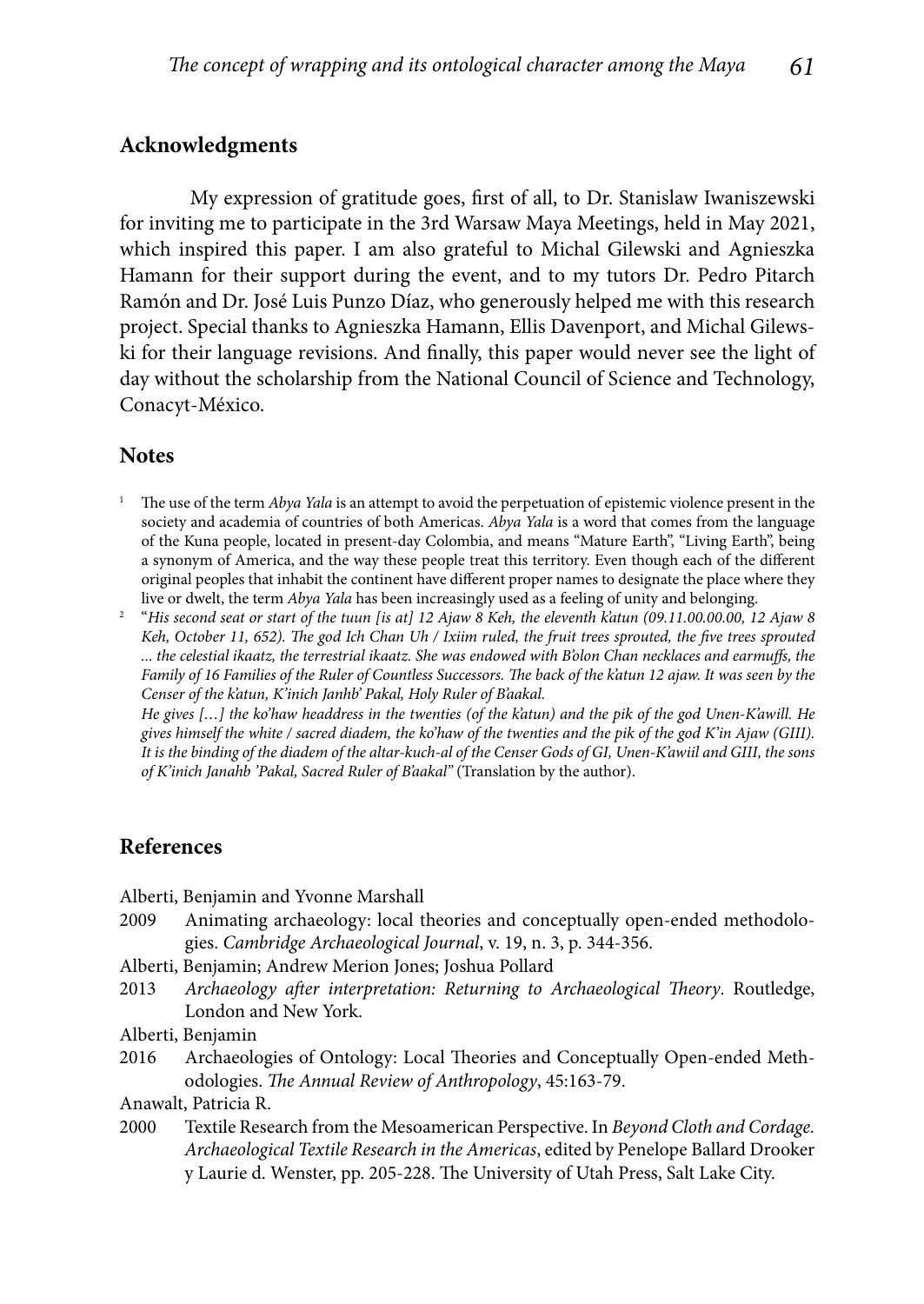## Acknowledgments

My expression of gratitude goes, first of all, to Dr. Stanislaw Iwaniszewski for inviting me to participate in the 3rd Warsaw Maya Meetings, held in May 2021, which inspired this paper. I am also grateful to Michal Gilewski and Agnieszka Hamann for their support during the event, and to my tutors Dr. Pedro Pitarch Ramón and Dr. José Luis Punzo Díaz, who generously helped me with this research project. Special thanks to Agnieszka Hamann, Ellis Davenport, and Michal Gilewski for their language revisions. And finally, this paper would never see the light of day without the scholarship from the National Council of Science and Technology, Conacyt-México.

## Notes

[1] The use of the term *Abya Yala* is an attempt to avoid the perpetuation of epistemic violence present in the society and academia of countries of both Americas. *Abya Yala* is a word that comes from the language of the Kuna people, located in present-day Colombia, and means "Mature Earth", "Living Earth", being a synonym of America, and the way these people treat this territory. Even though each of the different original peoples that inhabit the continent have different proper names to designate the place where they live or dwelt, the term *Abya Yala* has been increasingly used as a feeling of unity and belonging.

[2] "*His second seat or start of the tuun [is at] 12 Ajaw 8 Keh, the eleventh k'atun (09.11.00.00.00, 12 Ajaw 8 Keh, October 11, 652). The god Ich Chan Uh / Ixiim ruled, the fruit trees sprouted, the five trees sprouted ... the celestial ikaatz, the terrestrial ikaatz. She was endowed with B'olon Chan necklaces and earmuffs, the Family of 16 Families of the Ruler of Countless Successors. The back of the k'atun 12 ajaw. It was seen by the Censer of the k'atun, K'inich Janhb' Pakal, Holy Ruler of B'aakal.*
*He gives […] the ko'haw headdress in the twenties (of the k'atun) and the pik of the god Unen-K'awill. He gives himself the white / sacred diadem, the ko'haw of the twenties and the pik of the god K'in Ajaw (GIII). It is the binding of the diadem of the altar-kuch-al of the Censer Gods of GI, Unen-K'awiil and GIII, the sons of K'inich Janahb 'Pakal, Sacred Ruler of B'aakal*" (Translation by the author).

## References

Alberti, Benjamin and Yvonne Marshall

2009 Animating archaeology: local theories and conceptually open-ended methodologies. *Cambridge Archaeological Journal*, v. 19, n. 3, p. 344-356.

Alberti, Benjamin; Andrew Merion Jones; Joshua Pollard

2013 *Archaeology after interpretation: Returning to Archaeological Theory*. Routledge, London and New York.

Alberti, Benjamin

2016 Archaeologies of Ontology: Local Theories and Conceptually Open-ended Methodologies. *The Annual Review of Anthropology*, 45:163-79.

Anawalt, Patricia R.

2000 Textile Research from the Mesoamerican Perspective. In *Beyond Cloth and Cordage. Archaeological Textile Research in the Americas*, edited by Penelope Ballard Drooker y Laurie d. Wenster, pp. 205-228. The University of Utah Press, Salt Lake City.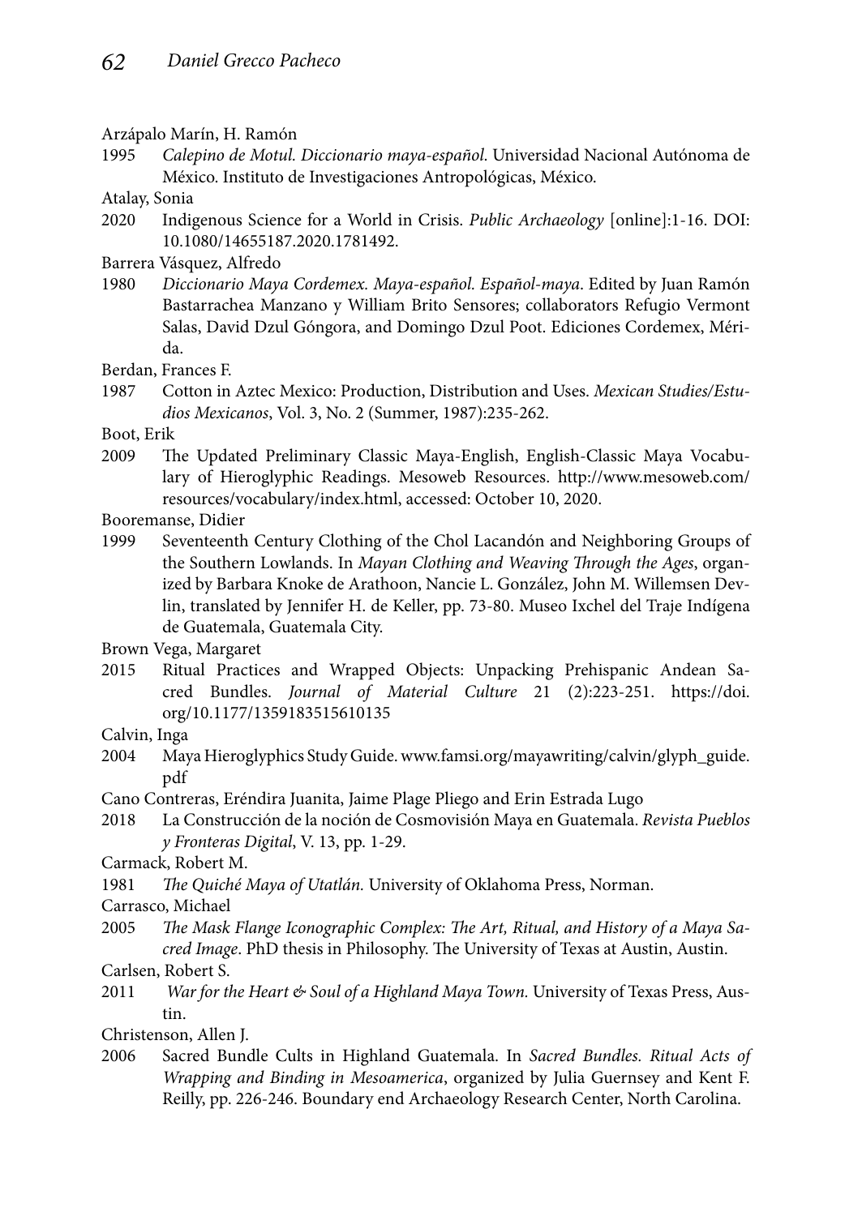Arzápalo Marín, H. Ramón

1995 *Calepino de Motul. Diccionario maya-español*. Universidad Nacional Autónoma de México. Instituto de Investigaciones Antropológicas, México.

Atalay, Sonia

2020 Indigenous Science for a World in Crisis. *Public Archaeology* [online]:1-16. DOI: 10.1080/14655187.2020.1781492.

Barrera Vásquez, Alfredo

1980 *Diccionario Maya Cordemex. Maya-español. Español-maya*. Edited by Juan Ramón Bastarrachea Manzano y William Brito Sensores; collaborators Refugio Vermont Salas, David Dzul Góngora, and Domingo Dzul Poot. Ediciones Cordemex, Mérida.

Berdan, Frances F.

1987 Cotton in Aztec Mexico: Production, Distribution and Uses. *Mexican Studies/Estudios Mexicanos*, Vol. 3, No. 2 (Summer, 1987):235-262.

Boot, Erik

2009 The Updated Preliminary Classic Maya-English, English-Classic Maya Vocabulary of Hieroglyphic Readings. Mesoweb Resources. http://www.mesoweb.com/resources/vocabulary/index.html, accessed: October 10, 2020.

Booremanse, Didier

1999 Seventeenth Century Clothing of the Chol Lacandón and Neighboring Groups of the Southern Lowlands. In *Mayan Clothing and Weaving Through the Ages*, organized by Barbara Knoke de Arathoon, Nancie L. González, John M. Willemsen Devlin, translated by Jennifer H. de Keller, pp. 73-80. Museo Ixchel del Traje Indígena de Guatemala, Guatemala City.

Brown Vega, Margaret

2015 Ritual Practices and Wrapped Objects: Unpacking Prehispanic Andean Sacred Bundles. *Journal of Material Culture* 21 (2):223-251. https://doi.org/10.1177/1359183515610135

Calvin, Inga

2004 Maya Hieroglyphics Study Guide. www.famsi.org/mayawriting/calvin/glyph_guide.pdf

Cano Contreras, Eréndira Juanita, Jaime Plage Pliego and Erin Estrada Lugo

2018 La Construcción de la noción de Cosmovisión Maya en Guatemala. *Revista Pueblos y Fronteras Digital*, V. 13, pp. 1-29.

Carmack, Robert M.

1981 *The Quiché Maya of Utatlán.* University of Oklahoma Press, Norman.

Carrasco, Michael

2005 *The Mask Flange Iconographic Complex: The Art, Ritual, and History of a Maya Sacred Image*. PhD thesis in Philosophy. The University of Texas at Austin, Austin.

Carlsen, Robert S.

2011 *War for the Heart & Soul of a Highland Maya Town.* University of Texas Press, Austin.

Christenson, Allen J.

2006 Sacred Bundle Cults in Highland Guatemala. In *Sacred Bundles. Ritual Acts of Wrapping and Binding in Mesoamerica*, organized by Julia Guernsey and Kent F. Reilly, pp. 226-246. Boundary end Archaeology Research Center, North Carolina.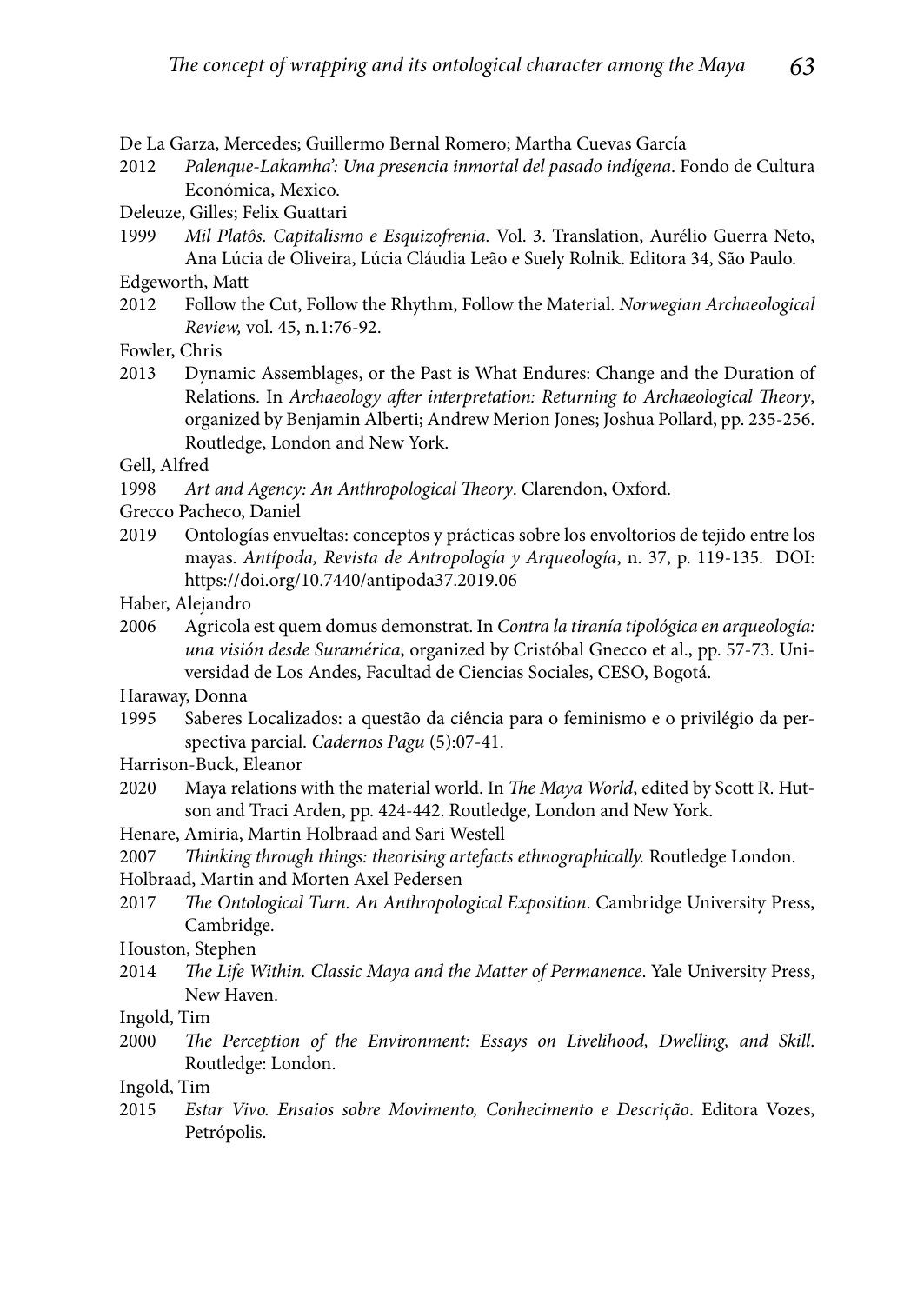De La Garza, Mercedes; Guillermo Bernal Romero; Martha Cuevas García

2012 *Palenque-Lakamha': Una presencia inmortal del pasado indígena*. Fondo de Cultura Económica, Mexico.

Deleuze, Gilles; Felix Guattari

1999 *Mil Platôs. Capitalismo e Esquizofrenia*. Vol. 3. Translation, Aurélio Guerra Neto, Ana Lúcia de Oliveira, Lúcia Cláudia Leão e Suely Rolnik. Editora 34, São Paulo.

Edgeworth, Matt

2012 Follow the Cut, Follow the Rhythm, Follow the Material. *Norwegian Archaeological Review,* vol. 45, n.1:76-92.

Fowler, Chris

2013 Dynamic Assemblages, or the Past is What Endures: Change and the Duration of Relations. In *Archaeology after interpretation: Returning to Archaeological Theory*, organized by Benjamin Alberti; Andrew Merion Jones; Joshua Pollard, pp. 235-256. Routledge, London and New York.

Gell, Alfred

1998 *Art and Agency: An Anthropological Theory*. Clarendon, Oxford.

Grecco Pacheco, Daniel

2019 Ontologías envueltas: conceptos y prácticas sobre los envoltorios de tejido entre los mayas. *Antípoda, Revista de Antropología y Arqueología*, n. 37, p. 119-135. DOI: https://doi.org/10.7440/antipoda37.2019.06

Haber, Alejandro

2006 Agricola est quem domus demonstrat. In *Contra la tiranía tipológica en arqueología: una visión desde Suramérica*, organized by Cristóbal Gnecco et al., pp. 57-73. Universidad de Los Andes, Facultad de Ciencias Sociales, CESO, Bogotá.

Haraway, Donna

1995 Saberes Localizados: a questão da ciência para o feminismo e o privilégio da perspectiva parcial. *Cadernos Pagu* (5):07-41.

Harrison-Buck, Eleanor

2020 Maya relations with the material world. In *The Maya World*, edited by Scott R. Hutson and Traci Arden, pp. 424-442. Routledge, London and New York.

Henare, Amiria, Martin Holbraad and Sari Westell

2007 *Thinking through things: theorising artefacts ethnographically.* Routledge London.

Holbraad, Martin and Morten Axel Pedersen

2017 *The Ontological Turn. An Anthropological Exposition*. Cambridge University Press, Cambridge.

Houston, Stephen

2014 *The Life Within. Classic Maya and the Matter of Permanence*. Yale University Press, New Haven.

Ingold, Tim

2000 *The Perception of the Environment: Essays on Livelihood, Dwelling, and Skill*. Routledge: London.

Ingold, Tim

2015 *Estar Vivo. Ensaios sobre Movimento, Conhecimento e Descrição*. Editora Vozes, Petrópolis.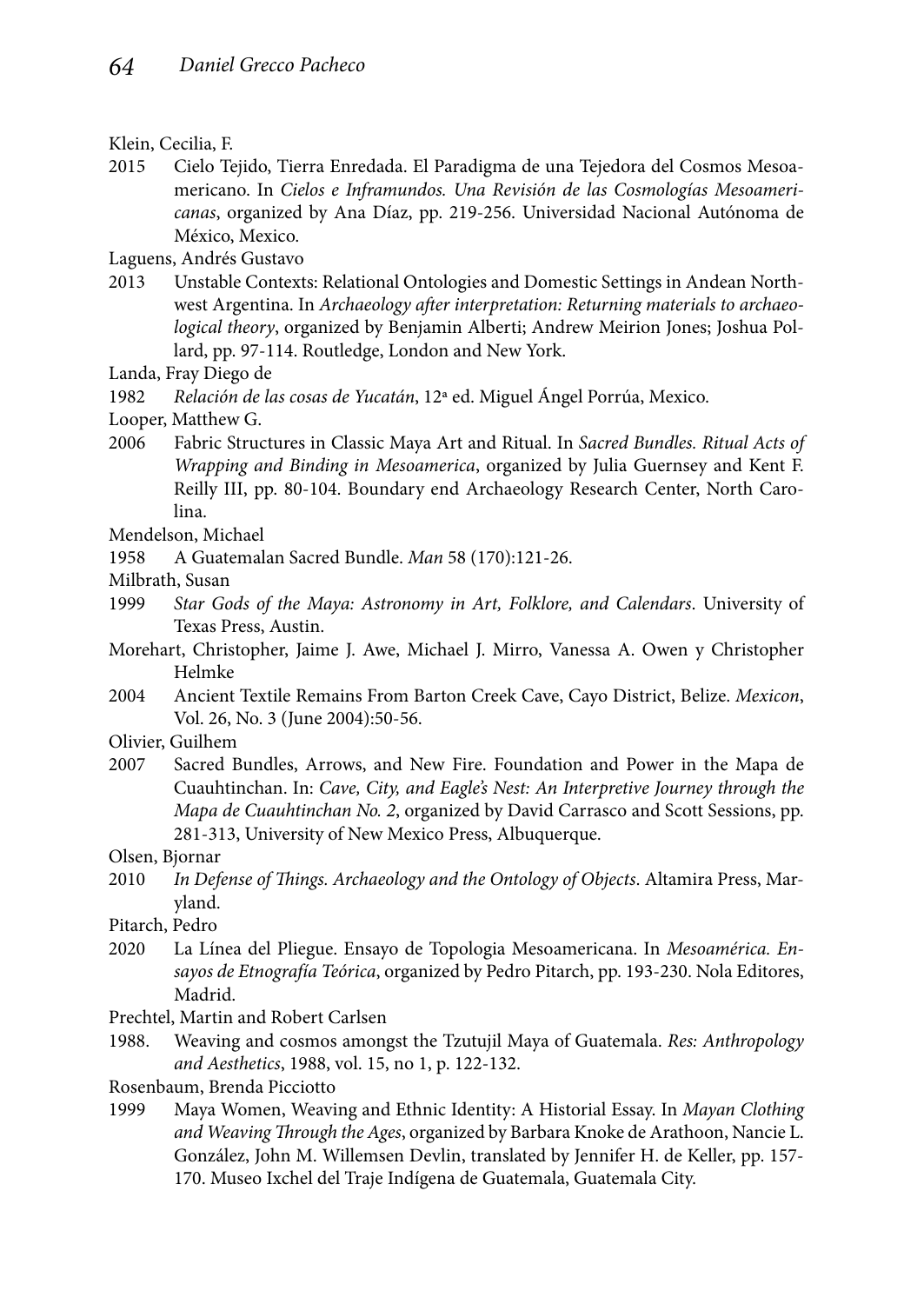Klein, Cecilia, F.

2015 Cielo Tejido, Tierra Enredada. El Paradigma de una Tejedora del Cosmos Mesoamericano. In *Cielos e Inframundos. Una Revisión de las Cosmologías Mesoamericanas*, organized by Ana Díaz, pp. 219-256. Universidad Nacional Autónoma de México, Mexico.

Laguens, Andrés Gustavo

2013 Unstable Contexts: Relational Ontologies and Domestic Settings in Andean Northwest Argentina. In *Archaeology after interpretation: Returning materials to archaeological theory*, organized by Benjamin Alberti; Andrew Meirion Jones; Joshua Pollard, pp. 97-114. Routledge, London and New York.

Landa, Fray Diego de

1982 *Relación de las cosas de Yucatán*, 12ª ed. Miguel Ángel Porrúa, Mexico.

Looper, Matthew G.

2006 Fabric Structures in Classic Maya Art and Ritual. In *Sacred Bundles. Ritual Acts of Wrapping and Binding in Mesoamerica*, organized by Julia Guernsey and Kent F. Reilly III, pp. 80-104. Boundary end Archaeology Research Center, North Carolina.

Mendelson, Michael

1958 A Guatemalan Sacred Bundle. *Man* 58 (170):121-26.

Milbrath, Susan

1999 *Star Gods of the Maya: Astronomy in Art, Folklore, and Calendars*. University of Texas Press, Austin.

Morehart, Christopher, Jaime J. Awe, Michael J. Mirro, Vanessa A. Owen y Christopher Helmke

2004 Ancient Textile Remains From Barton Creek Cave, Cayo District, Belize. *Mexicon*, Vol. 26, No. 3 (June 2004):50-56.

Olivier, Guilhem

2007 Sacred Bundles, Arrows, and New Fire. Foundation and Power in the Mapa de Cuauhtinchan. In: *Cave, City, and Eagle's Nest: An Interpretive Journey through the Mapa de Cuauhtinchan No. 2*, organized by David Carrasco and Scott Sessions, pp. 281-313, University of New Mexico Press, Albuquerque.

Olsen, Bjornar

2010 *In Defense of Things. Archaeology and the Ontology of Objects*. Altamira Press, Maryland.

Pitarch, Pedro

2020 La Línea del Pliegue. Ensayo de Topologia Mesoamericana. In *Mesoamérica. Ensayos de Etnografía Teórica*, organized by Pedro Pitarch, pp. 193-230. Nola Editores, Madrid.

Prechtel, Martin and Robert Carlsen

1988. Weaving and cosmos amongst the Tzutujil Maya of Guatemala. *Res: Anthropology and Aesthetics*, 1988, vol. 15, no 1, p. 122-132.

Rosenbaum, Brenda Picciotto

1999 Maya Women, Weaving and Ethnic Identity: A Historial Essay. In *Mayan Clothing and Weaving Through the Ages*, organized by Barbara Knoke de Arathoon, Nancie L. González, John M. Willemsen Devlin, translated by Jennifer H. de Keller, pp. 157-170. Museo Ixchel del Traje Indígena de Guatemala, Guatemala City.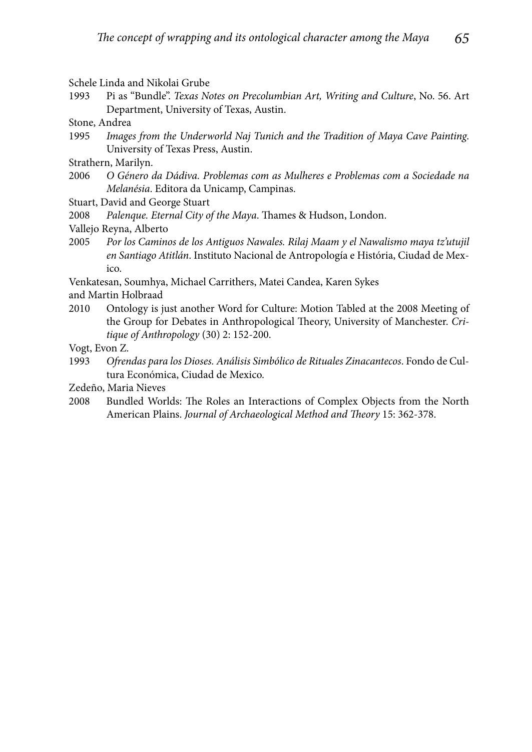Schele Linda and Nikolai Grube

1993 Pi as "Bundle". *Texas Notes on Precolumbian Art, Writing and Culture*, No. 56. Art Department, University of Texas, Austin.

Stone, Andrea

1995 *Images from the Underworld Naj Tunich and the Tradition of Maya Cave Painting*. University of Texas Press, Austin.

Strathern, Marilyn.

2006 *O Género da Dádiva. Problemas com as Mulheres e Problemas com a Sociedade na Melanésia*. Editora da Unicamp, Campinas.

Stuart, David and George Stuart

2008 *Palenque. Eternal City of the Maya*. Thames & Hudson, London.

Vallejo Reyna, Alberto

2005 *Por los Caminos de los Antiguos Nawales. Rilaj Maam y el Nawalismo maya tz'utujil en Santiago Atitlán*. Instituto Nacional de Antropología e História, Ciudad de Mexico.

Venkatesan, Soumhya, Michael Carrithers, Matei Candea, Karen Sykes and Martin Holbraad

2010 Ontology is just another Word for Culture: Motion Tabled at the 2008 Meeting of the Group for Debates in Anthropological Theory, University of Manchester. *Critique of Anthropology* (30) 2: 152-200.

Vogt, Evon Z.

1993 *Ofrendas para los Dioses. Análisis Simbólico de Rituales Zinacantecos*. Fondo de Cultura Económica, Ciudad de Mexico.

Zedeño, Maria Nieves

2008 Bundled Worlds: The Roles an Interactions of Complex Objects from the North American Plains. *Journal of Archaeological Method and Theory* 15: 362-378.